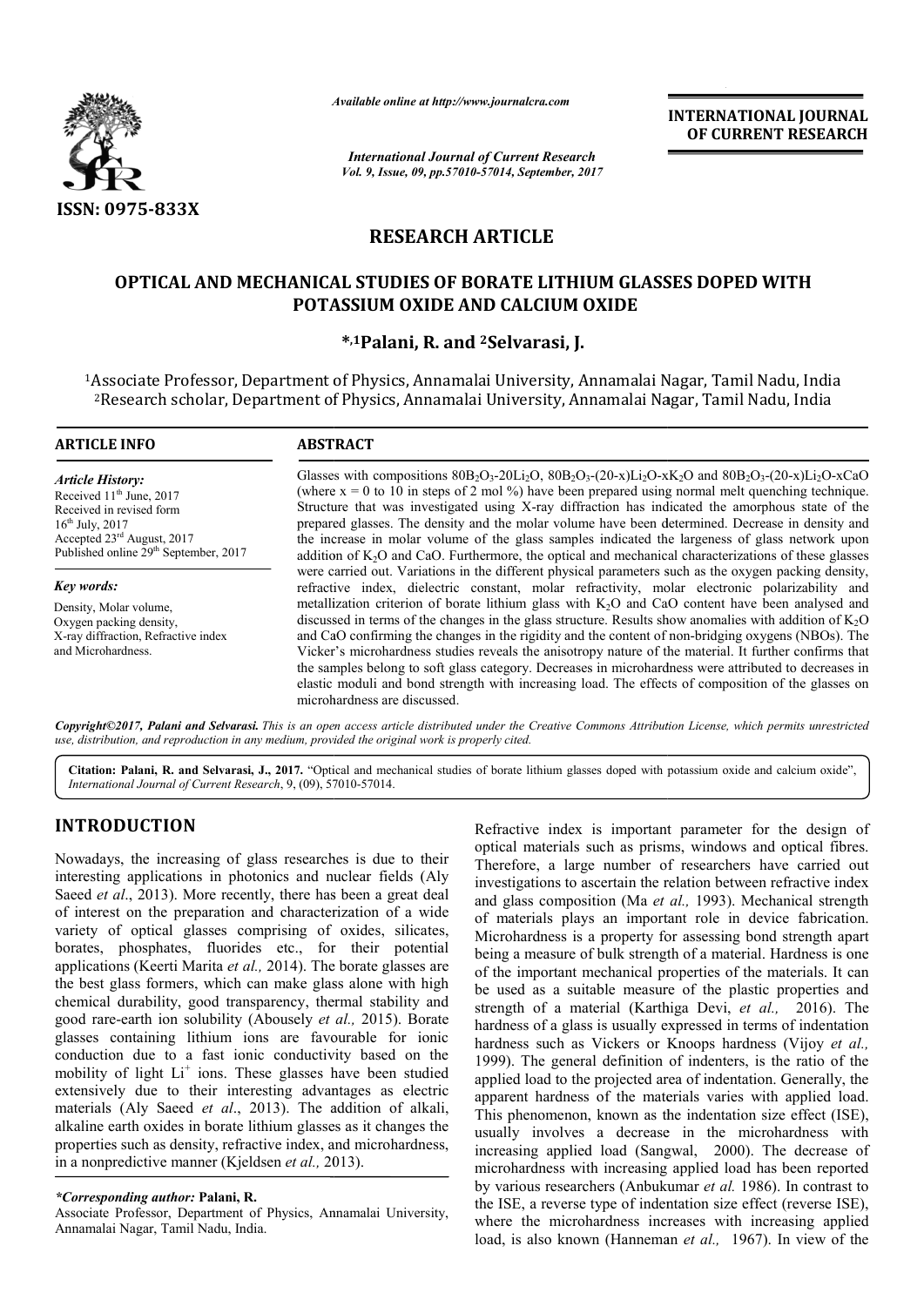*Available online at http://www.journalcra.com*

*International Journal of Current Research*
*Vol. 9, Issue, 09, pp.57010-57014, September, 2017*

**INTERNATIONAL JOURNAL OF CURRENT RESEARCH**

**ISSN: 0975-833X**

## RESEARCH ARTICLE

# OPTICAL AND MECHANICAL STUDIES OF BORATE LITHIUM GLASSES DOPED WITH POTASSIUM OXIDE AND CALCIUM OXIDE

**\*,[1]Palani, R. and [2]Selvarasi, J.**

[1]Associate Professor, Department of Physics, Annamalai University, Annamalai Nagar, Tamil Nadu, India
[2]Research scholar, Department of Physics, Annamalai University, Annamalai Nagar, Tamil Nadu, India

### ARTICLE INFO

*Article History:*
Received 11[th] June, 2017
Received in revised form
16[th] July, 2017
Accepted 23[rd] August, 2017
Published online 29[th] September, 2017

*Key words:*
Density, Molar volume,
Oxygen packing density,
X-ray diffraction, Refractive index
and Microhardness.

### ABSTRACT

Glasses with compositions $80B_2O_3$-$20Li_2O$, $80B_2O_3$-$(20-x)Li_2O$-$xK_2O$ and $80B_2O_3$-$(20-x)Li_2O$-$xCaO$ (where x = 0 to 10 in steps of 2 mol %) have been prepared using normal melt quenching technique. Structure that was investigated using X-ray diffraction has indicated the amorphous state of the prepared glasses. The density and the molar volume have been determined. Decrease in density and the increase in molar volume of the glass samples indicated the largeness of glass network upon addition of $K_2O$ and CaO. Furthermore, the optical and mechanical characterizations of these glasses were carried out. Variations in the different physical parameters such as the oxygen packing density, refractive index, dielectric constant, molar refractivity, molar electronic polarizability and metallization criterion of borate lithium glass with $K_2O$ and CaO content have been analysed and discussed in terms of the changes in the glass structure. Results show anomalies with addition of $K_2O$ and CaO confirming the changes in the rigidity and the content of non-bridging oxygens (NBOs). The Vicker's microhardness studies reveals the anisotropy nature of the material. It further confirms that the samples belong to soft glass category. Decreases in microhardness were attributed to decreases in elastic moduli and bond strength with increasing load. The effects of composition of the glasses on microhardness are discussed.

*Copyright©2017, Palani and Selvarasi. This is an open access article distributed under the Creative Commons Attribution License, which permits unrestricted use, distribution, and reproduction in any medium, provided the original work is properly cited.*

**Citation: Palani, R. and Selvarasi, J., 2017.** "Optical and mechanical studies of borate lithium glasses doped with potassium oxide and calcium oxide", *International Journal of Current Research*, 9, (09), 57010-57014.

## INTRODUCTION

Nowadays, the increasing of glass researches is due to their interesting applications in photonics and nuclear fields (Aly Saeed *et al*., 2013). More recently, there has been a great deal of interest on the preparation and characterization of a wide variety of optical glasses comprising of oxides, silicates, borates, phosphates, fluorides etc., for their potential applications (Keerti Marita *et al.,* 2014). The borate glasses are the best glass formers, which can make glass alone with high chemical durability, good transparency, thermal stability and good rare-earth ion solubility (Abousely *et al.,* 2015). Borate glasses containing lithium ions are favourable for ionic conduction due to a fast ionic conductivity based on the mobility of light $Li^+$ ions. These glasses have been studied extensively due to their interesting advantages as electric materials (Aly Saeed *et al*., 2013). The addition of alkali, alkaline earth oxides in borate lithium glasses as it changes the properties such as density, refractive index, and microhardness, in a nonpredictive manner (Kjeldsen *et al.,* 2013).

*\*Corresponding author:* **Palani, R.**
Associate Professor, Department of Physics, Annamalai University, Annamalai Nagar, Tamil Nadu, India.

Refractive index is important parameter for the design of optical materials such as prisms, windows and optical fibres. Therefore, a large number of researchers have carried out investigations to ascertain the relation between refractive index and glass composition (Ma *et al.,* 1993). Mechanical strength of materials plays an important role in device fabrication. Microhardness is a property for assessing bond strength apart being a measure of bulk strength of a material. Hardness is one of the important mechanical properties of the materials. It can be used as a suitable measure of the plastic properties and strength of a material (Karthiga Devi, *et al.,* 2016). The hardness of a glass is usually expressed in terms of indentation hardness such as Vickers or Knoops hardness (Vijoy *et al.,* 1999). The general definition of indenters, is the ratio of the applied load to the projected area of indentation. Generally, the apparent hardness of the materials varies with applied load. This phenomenon, known as the indentation size effect (ISE), usually involves a decrease in the microhardness with increasing applied load (Sangwal, 2000). The decrease of microhardness with increasing applied load has been reported by various researchers (Anbukumar *et al.* 1986). In contrast to the ISE, a reverse type of indentation size effect (reverse ISE), where the microhardness increases with increasing applied load, is also known (Hanneman *et al.,* 1967). In view of the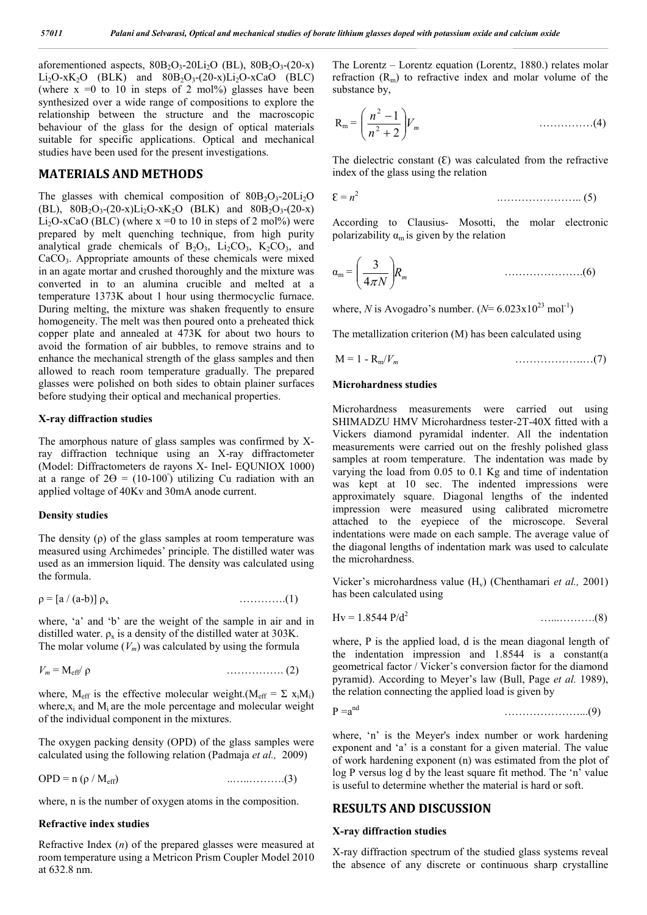aforementioned aspects, $80B_2O_3$-$20Li_2O$ (BL), $80B_2O_3$-$(20\text{-}x)Li_2O$-$xK_2O$ (BLK) and $80B_2O_3$-$(20\text{-}x)Li_2O$-$xCaO$ (BLC) (where x =0 to 10 in steps of 2 mol%) glasses have been synthesized over a wide range of compositions to explore the relationship between the structure and the macroscopic behaviour of the glass for the design of optical materials suitable for specific applications. Optical and mechanical studies have been used for the present investigations.

## MATERIALS AND METHODS

The glasses with chemical composition of $80B_2O_3$-$20Li_2O$ (BL), $80B_2O_3$-$(20\text{-}x)Li_2O$-$xK_2O$ (BLK) and $80B_2O_3$-$(20\text{-}x)Li_2O$-$xCaO$ (BLC) (where x =0 to 10 in steps of 2 mol%) were prepared by melt quenching technique, from high purity analytical grade chemicals of $B_2O_3$, $Li_2CO_3$, $K_2CO_3$, and $CaCO_3$. Appropriate amounts of these chemicals were mixed in an agate mortar and crushed thoroughly and the mixture was converted in to an alumina crucible and melted at a temperature 1373K about 1 hour using thermocyclic furnace. During melting, the mixture was shaken frequently to ensure homogeneity. The melt was then poured onto a preheated thick copper plate and annealed at 473K for about two hours to avoid the formation of air bubbles, to remove strains and to enhance the mechanical strength of the glass samples and then allowed to reach room temperature gradually. The prepared glasses were polished on both sides to obtain plainer surfaces before studying their optical and mechanical properties.

### X-ray diffraction studies

The amorphous nature of glass samples was confirmed by X-ray diffraction technique using an X-ray diffractometer (Model: Diffractometers de rayons X- Inel- EQUNIOX 1000) at a range of $2\Theta = (10\text{-}100^{\circ})$ utilizing Cu radiation with an applied voltage of 40Kv and 30mA anode current.

### Density studies

The density ($\rho$) of the glass samples at room temperature was measured using Archimedes' principle. The distilled water was used as an immersion liquid. The density was calculated using the formula.

$$\rho = [a / (a\text{-}b)]\, \rho_x \qquad \text{………….(1)}$$

where, 'a' and 'b' are the weight of the sample in air and in distilled water. $\rho_x$ is a density of the distilled water at 303K. The molar volume ($V_m$) was calculated by using the formula

$$V_m = M_{eff} / \rho \qquad \text{……………. (2)}$$

where, $M_{eff}$ is the effective molecular weight.($M_{eff} = \Sigma\, x_iM_i$) where,$x_i$ and $M_i$ are the mole percentage and molecular weight of the individual component in the mixtures.

The oxygen packing density (OPD) of the glass samples were calculated using the following relation (Padmaja *et al.,* 2009)

$$OPD = n\,(\rho / M_{eff}) \qquad \text{..…..……….(3)}$$

where, n is the number of oxygen atoms in the composition.

### Refractive index studies

Refractive Index ($n$) of the prepared glasses were measured at room temperature using a Metricon Prism Coupler Model 2010 at 632.8 nm.

The Lorentz – Lorentz equation (Lorentz, 1880.) relates molar refraction ($R_m$) to refractive index and molar volume of the substance by,

$$R_m = \left(\frac{n^2-1}{n^2+2}\right)V_m \qquad \text{……………(4)}$$

The dielectric constant ($\varepsilon$) was calculated from the refractive index of the glass using the relation

$$\varepsilon = n^2 \qquad \text{.………………….. (5)}$$

According to Clausius- Mosotti, the molar electronic polarizability $\alpha_m$ is given by the relation

$$\alpha_m = \left(\frac{3}{4\pi N}\right)R_m \qquad \text{………………….(6)}$$

where, $N$ is Avogadro's number. ($N = 6.023\times10^{23}\ \text{mol}^{-1}$)

The metallization criterion (M) has been calculated using

$$M = 1 - R_m/V_m \qquad \text{……………….…(7)}$$

### Microhardness studies

Microhardness measurements were carried out using SHIMADZU HMV Microhardness tester-2T-40X fitted with a Vickers diamond pyramidal indenter. All the indentation measurements were carried out on the freshly polished glass samples at room temperature. The indentation was made by varying the load from 0.05 to 0.1 Kg and time of indentation was kept at 10 sec. The indented impressions were approximately square. Diagonal lengths of the indented impression were measured using calibrated micrometre attached to the eyepiece of the microscope. Several indentations were made on each sample. The average value of the diagonal lengths of indentation mark was used to calculate the microhardness.

Vicker's microhardness value ($H_v$) (Chenthamari *et al.,* 2001) has been calculated using

$$Hv = 1.8544\, P/d^2 \qquad \text{…...……….(8)}$$

where, P is the applied load, d is the mean diagonal length of the indentation impression and 1.8544 is a constant(a geometrical factor / Vicker's conversion factor for the diamond pyramid). According to Meyer's law (Bull, Page *et al.* 1989), the relation connecting the applied load is given by

$$P = a^{nd} \qquad \text{…………………...(9)}$$

where, 'n' is the Meyer's index number or work hardening exponent and 'a' is a constant for a given material. The value of work hardening exponent (n) was estimated from the plot of log P versus log d by the least square fit method. The 'n' value is useful to determine whether the material is hard or soft.

## RESULTS AND DISCUSSION

### X-ray diffraction studies

X-ray diffraction spectrum of the studied glass systems reveal the absence of any discrete or continuous sharp crystalline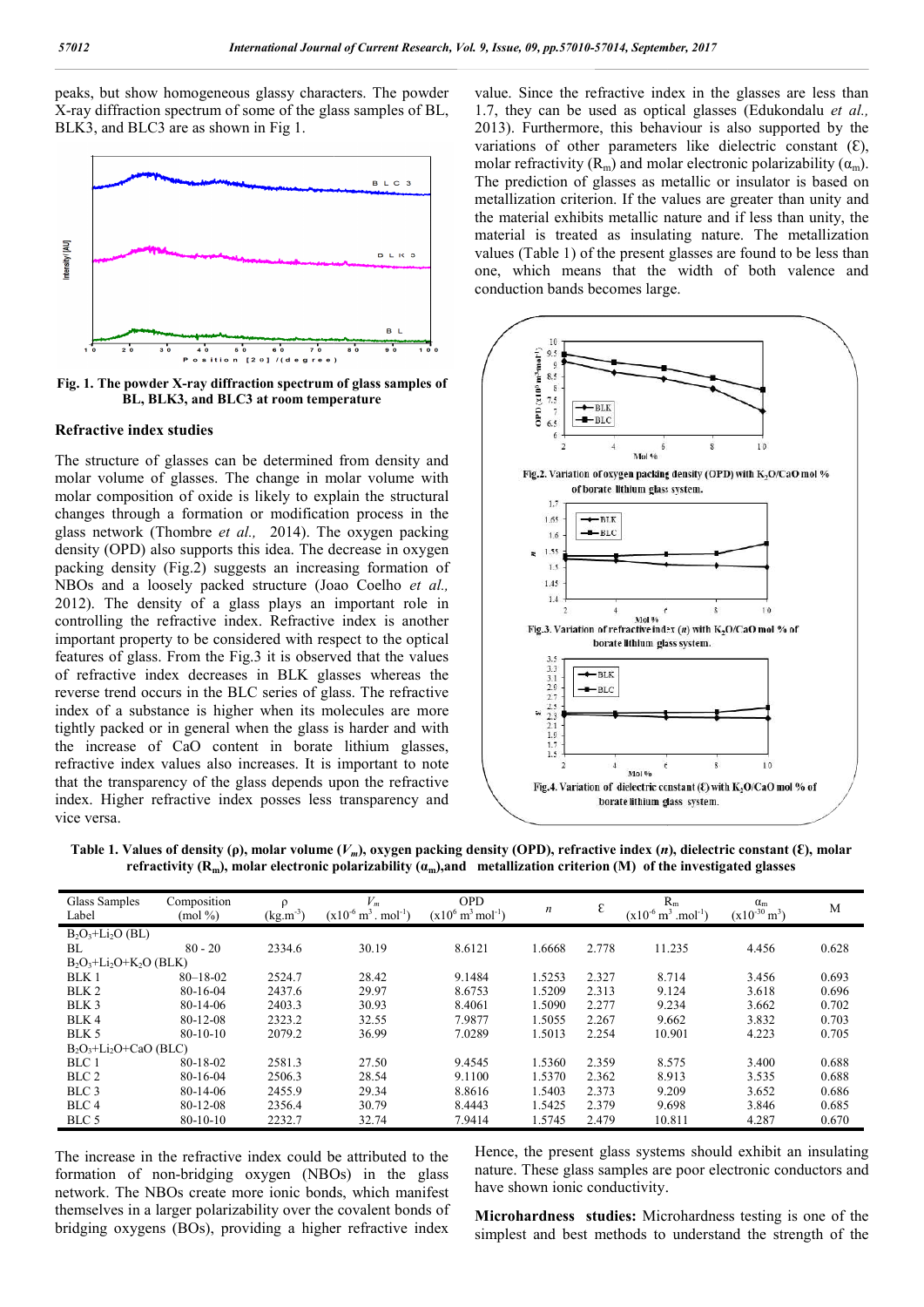peaks, but show homogeneous glassy characters. The powder X-ray diffraction spectrum of some of the glass samples of BL, BLK3, and BLC3 are as shown in Fig 1.

**Fig. 1. The powder X-ray diffraction spectrum of glass samples of BL, BLK3, and BLC3 at room temperature**

## Refractive index studies

The structure of glasses can be determined from density and molar volume of glasses. The change in molar volume with molar composition of oxide is likely to explain the structural changes through a formation or modification process in the glass network (Thombre *et al.,* 2014). The oxygen packing density (OPD) also supports this idea. The decrease in oxygen packing density (Fig.2) suggests an increasing formation of NBOs and a loosely packed structure (Joao Coelho *et al.,* 2012). The density of a glass plays an important role in controlling the refractive index. Refractive index is another important property to be considered with respect to the optical features of glass. From the Fig.3 it is observed that the values of refractive index decreases in BLK glasses whereas the reverse trend occurs in the BLC series of glass. The refractive index of a substance is higher when its molecules are more tightly packed or in general when the glass is harder and with the increase of CaO content in borate lithium glasses, refractive index values also increases. It is important to note that the transparency of the glass depends upon the refractive index. Higher refractive index posses less transparency and vice versa.

value. Since the refractive index in the glasses are less than 1.7, they can be used as optical glasses (Edukondalu *et al.,* 2013). Furthermore, this behaviour is also supported by the variations of other parameters like dielectric constant (Ɛ), molar refractivity ($R_m$) and molar electronic polarizability ($\alpha_m$). The prediction of glasses as metallic or insulator is based on metallization criterion. If the values are greater than unity and the material exhibits metallic nature and if less than unity, the material is treated as insulating nature. The metallization values (Table 1) of the present glasses are found to be less than one, which means that the width of both valence and conduction bands becomes large.

**Fig.2. Variation of oxygen packing density (OPD) with $K_2O$/CaO mol % of borate lithium glass system.**

**Fig.3. Variation of refractive index ($n$) with $K_2O$/CaO mol % of borate lithium glass system.**

**Fig.4. Variation of dielectric constant (Ɛ) with $K_2O$/CaO mol % of borate lithium glass system.**

**Table 1. Values of density (ρ), molar volume ($V_m$), oxygen packing density (OPD), refractive index ($n$), dielectric constant (Ɛ), molar refractivity ($R_m$), molar electronic polarizability ($\alpha_m$),and metallization criterion (M) of the investigated glasses**

| Glass Samples Label | Composition (mol %) | ρ (kg.m$^{-3}$) | $V_m$ (x10$^{-6}$ m$^3$. mol$^{-1}$) | OPD (x10$^6$ m$^3$ mol$^{-1}$) | $n$ | Ɛ | $R_m$ (x10$^{-6}$ m$^3$ .mol$^{-1}$) | $\alpha_m$ (x10$^{-30}$ m$^3$) | M |
|---|---|---|---|---|---|---|---|---|---|
| $B_2O_3$+$Li_2O$ (BL) | | | | | | | | | |
| BL | 80 - 20 | 2334.6 | 30.19 | 8.6121 | 1.6668 | 2.778 | 11.235 | 4.456 | 0.628 |
| $B_2O_3$+$Li_2O$+$K_2O$ (BLK) | | | | | | | | | |
| BLK 1 | 80–18-02 | 2524.7 | 28.42 | 9.1484 | 1.5253 | 2.327 | 8.714 | 3.456 | 0.693 |
| BLK 2 | 80-16-04 | 2437.6 | 29.97 | 8.6753 | 1.5209 | 2.313 | 9.124 | 3.618 | 0.696 |
| BLK 3 | 80-14-06 | 2403.3 | 30.93 | 8.4061 | 1.5090 | 2.277 | 9.234 | 3.662 | 0.702 |
| BLK 4 | 80-12-08 | 2323.2 | 32.55 | 7.9877 | 1.5055 | 2.267 | 9.662 | 3.832 | 0.703 |
| BLK 5 | 80-10-10 | 2079.2 | 36.99 | 7.0289 | 1.5013 | 2.254 | 10.901 | 4.223 | 0.705 |
| $B_2O_3$+$Li_2O$+CaO (BLC) | | | | | | | | | |
| BLC 1 | 80-18-02 | 2581.3 | 27.50 | 9.4545 | 1.5360 | 2.359 | 8.575 | 3.400 | 0.688 |
| BLC 2 | 80-16-04 | 2506.3 | 28.54 | 9.1100 | 1.5370 | 2.362 | 8.913 | 3.535 | 0.688 |
| BLC 3 | 80-14-06 | 2455.9 | 29.34 | 8.8616 | 1.5403 | 2.373 | 9.209 | 3.652 | 0.686 |
| BLC 4 | 80-12-08 | 2356.4 | 30.79 | 8.4443 | 1.5425 | 2.379 | 9.698 | 3.846 | 0.685 |
| BLC 5 | 80-10-10 | 2232.7 | 32.74 | 7.9414 | 1.5745 | 2.479 | 10.811 | 4.287 | 0.670 |

The increase in the refractive index could be attributed to the formation of non-bridging oxygen (NBOs) in the glass network. The NBOs create more ionic bonds, which manifest themselves in a larger polarizability over the covalent bonds of bridging oxygens (BOs), providing a higher refractive index

Hence, the present glass systems should exhibit an insulating nature. These glass samples are poor electronic conductors and have shown ionic conductivity.

**Microhardness studies:** Microhardness testing is one of the simplest and best methods to understand the strength of the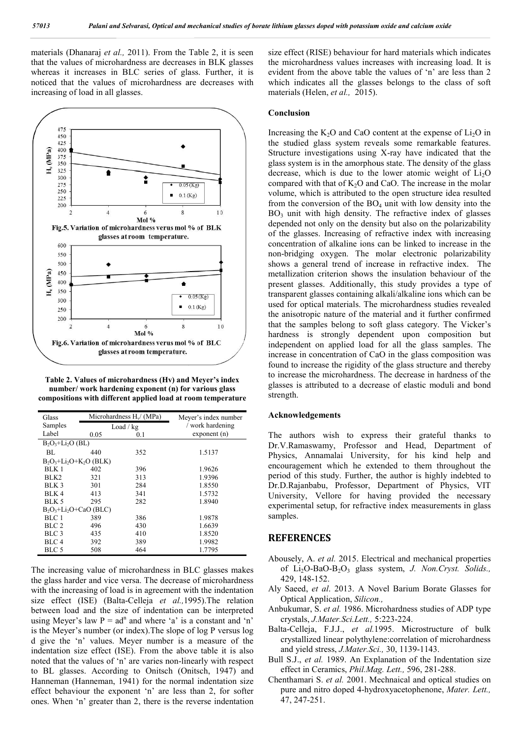materials (Dhanaraj *et al.,* 2011). From the Table 2, it is seen that the values of microhardness are decreases in BLK glasses whereas it increases in BLC series of glass. Further, it is noticed that the values of microhardness are decreases with increasing of load in all glasses.

Fig.5. Variation of microhardness verus mol % of BLK glasses at room temperature.

Fig.6. Variation of microhardness verus mol % of BLC glasses at room temperature.

**Table 2. Values of microhardness (Hv) and Meyer's index number/ work hardening exponent (n) for various glass compositions with different applied load at room temperature**

| Glass Samples Label | Microhardness $H_v$/ (MPa) Load / kg 0.05 | 0.1 | Meyer's index number / work hardening exponent (n) |
|---|---|---|---|
| $B_2O_3$+$Li_2O$ (BL) | | | |
| BL | 440 | 352 | 1.5137 |
| $B_2O_3$+$Li_2O$+$K_2O$ (BLK) | | | |
| BLK 1 | 402 | 396 | 1.9626 |
| BLK2 | 321 | 313 | 1.9396 |
| BLK 3 | 301 | 284 | 1.8550 |
| BLK 4 | 413 | 341 | 1.5732 |
| BLK 5 | 295 | 282 | 1.8940 |
| $B_2O_3$+$Li_2O$+CaO (BLC) | | | |
| BLC 1 | 389 | 386 | 1.9878 |
| BLC 2 | 496 | 430 | 1.6639 |
| BLC 3 | 435 | 410 | 1.8520 |
| BLC 4 | 392 | 389 | 1.9982 |
| BLC 5 | 508 | 464 | 1.7795 |

The increasing value of microhardness in BLC glasses makes the glass harder and vice versa. The decrease of microhardness with the increasing of load is in agreement with the indentation size effect (ISE) (Balta-Celleja *et al.,*1995).The relation between load and the size of indentation can be interpreted using Meyer's law $P = ad^n$ and where 'a' is a constant and 'n' is the Meyer's number (or index).The slope of log P versus log d give the 'n' values. Meyer number is a measure of the indentation size effect (ISE). From the above table it is also noted that the values of 'n' are varies non-linearly with respect to BL glasses. According to Onitsch (Onitsch, 1947) and Hanneman (Hanneman, 1941) for the normal indentation size effect behaviour the exponent 'n' are less than 2, for softer ones. When 'n' greater than 2, there is the reverse indentation size effect (RISE) behaviour for hard materials which indicates the microhardness values increases with increasing load. It is evident from the above table the values of 'n' are less than 2 which indicates all the glasses belongs to the class of soft materials (Helen, *et al.,* 2015).

## Conclusion

Increasing the $K_2O$ and CaO content at the expense of $Li_2O$ in the studied glass system reveals some remarkable features. Structure investigations using X-ray have indicated that the glass system is in the amorphous state. The density of the glass decrease, which is due to the lower atomic weight of $Li_2O$ compared with that of $K_2O$ and CaO. The increase in the molar volume, which is attributed to the open structure idea resulted from the conversion of the $BO_4$ unit with low density into the $BO_3$ unit with high density. The refractive index of glasses depended not only on the density but also on the polarizability of the glasses. Increasing of refractive index with increasing concentration of alkaline ions can be linked to increase in the non-bridging oxygen. The molar electronic polarizability shows a general trend of increase in refractive index. The metallization criterion shows the insulation behaviour of the present glasses. Additionally, this study provides a type of transparent glasses containing alkali/alkaline ions which can be used for optical materials. The microhardness studies revealed the anisotropic nature of the material and it further confirmed that the samples belong to soft glass category. The Vicker's hardness is strongly dependent upon composition but independent on applied load for all the glass samples. The increase in concentration of CaO in the glass composition was found to increase the rigidity of the glass structure and thereby to increase the microhardness. The decrease in hardness of the glasses is attributed to a decrease of elastic moduli and bond strength.

## Acknowledgements

The authors wish to express their grateful thanks to Dr.V.Ramaswamy, Professor and Head, Department of Physics, Annamalai University, for his kind help and encouragement which he extended to them throughout the period of this study. Further, the author is highly indebted to Dr.D.Rajanbabu, Professor, Department of Physics, VIT University, Vellore for having provided the necessary experimental setup, for refractive index measurements in glass samples.

## REFERENCES

Abousely, A. *et al.* 2015. Electrical and mechanical properties of $Li_2O$-BaO-$B_2O_3$ glass system, *J. Non.Cryst. Solids.,* 429, 148-152.

Aly Saeed, *et al*. 2013. A Novel Barium Borate Glasses for Optical Application, *Silicon.,*

Anbukumar, S. *et al.* 1986. Microhardness studies of ADP type crystals, *J.Mater.Sci.Lett.,* 5:223-224.

Balta-Celleja, F.J.J., *et al.*1995. Microstructure of bulk crystallized linear polythylene:correlation of microhardness and yield stress, *J.Mater.Sci.,* 30, 1139-1143.

Bull S.J., *et al.* 1989. An Explanation of the Indentation size effect in Ceramics, *Phil.Mag. Lett.,* 596, 281-288.

Chenthamari S. *et al.* 2001. Mechnaical and optical studies on pure and nitro doped 4-hydroxyacetophenone, *Mater. Lett.,* 47, 247-251.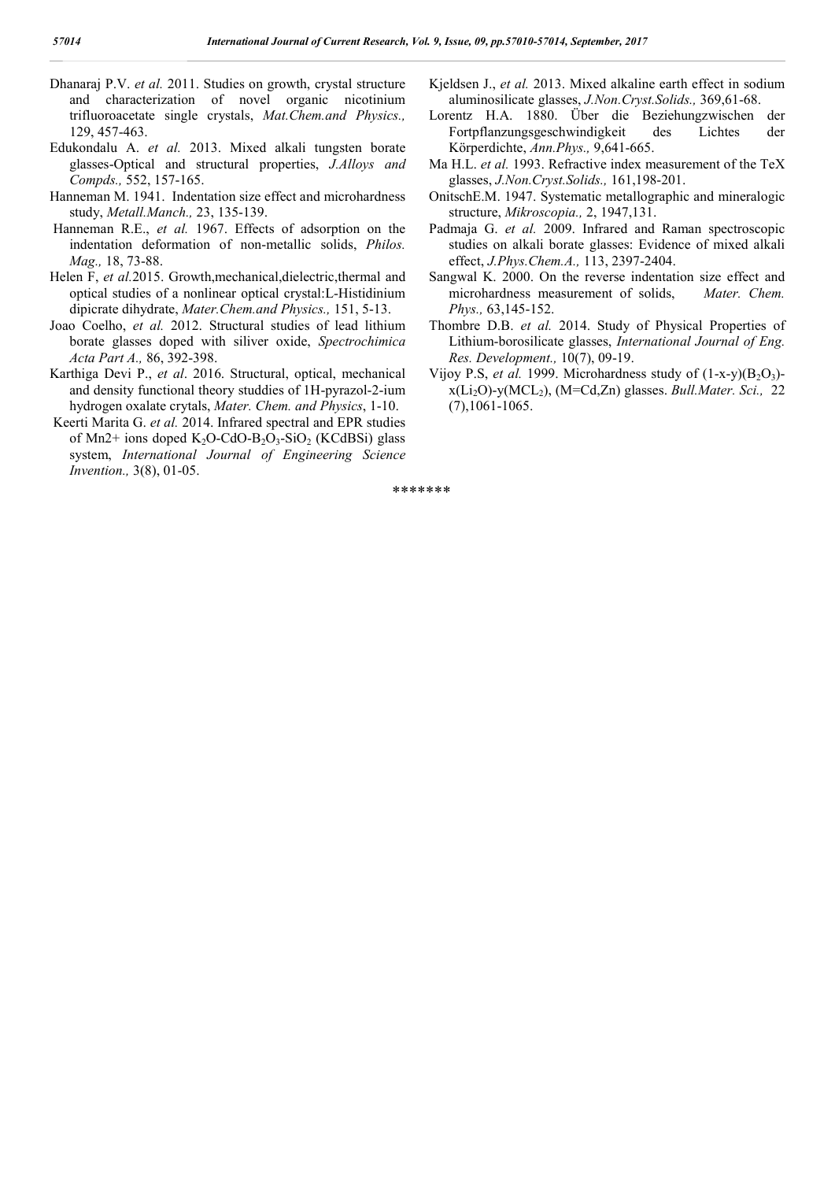Dhanaraj P.V. *et al.* 2011. Studies on growth, crystal structure and characterization of novel organic nicotinium trifluoroacetate single crystals, *Mat.Chem.and Physics.,* 129, 457-463.

Edukondalu A. *et al.* 2013. Mixed alkali tungsten borate glasses-Optical and structural properties, *J.Alloys and Compds.,* 552, 157-165.

Hanneman M. 1941. Indentation size effect and microhardness study, *Metall.Manch.,* 23, 135-139.

Hanneman R.E., *et al.* 1967. Effects of adsorption on the indentation deformation of non-metallic solids, *Philos. Mag.,* 18, 73-88.

Helen F, *et al.*2015. Growth,mechanical,dielectric,thermal and optical studies of a nonlinear optical crystal:L-Histidinium dipicrate dihydrate, *Mater.Chem.and Physics.,* 151, 5-13.

Joao Coelho, *et al.* 2012. Structural studies of lead lithium borate glasses doped with siliver oxide, *Spectrochimica Acta Part A.,* 86, 392-398.

Karthiga Devi P., *et al*. 2016. Structural, optical, mechanical and density functional theory studdies of 1H-pyrazol-2-ium hydrogen oxalate crytals, *Mater. Chem. and Physics*, 1-10.

Keerti Marita G. *et al.* 2014. Infrared spectral and EPR studies of Mn2+ ions doped $K_2O$-$CdO$-$B_2O_3$-$SiO_2$ (KCdBSi) glass system, *International Journal of Engineering Science Invention.,* 3(8), 01-05.

Kjeldsen J., *et al.* 2013. Mixed alkaline earth effect in sodium aluminosilicate glasses, *J.Non.Cryst.Solids.,* 369,61-68.

Lorentz H.A. 1880. Über die Beziehungzwischen der Fortpflanzungsgeschwindigkeit des Lichtes der Körperdichte, *Ann.Phys.,* 9,641-665.

Ma H.L. *et al.* 1993. Refractive index measurement of the TeX glasses, *J.Non.Cryst.Solids.,* 161,198-201.

OnitschE.M. 1947. Systematic metallographic and mineralogic structure, *Mikroscopia.,* 2, 1947,131.

Padmaja G. *et al.* 2009. Infrared and Raman spectroscopic studies on alkali borate glasses: Evidence of mixed alkali effect, *J.Phys.Chem.A.,* 113, 2397-2404.

Sangwal K. 2000. On the reverse indentation size effect and microhardness measurement of solids, *Mater. Chem. Phys.,* 63,145-152.

Thombre D.B. *et al.* 2014. Study of Physical Properties of Lithium-borosilicate glasses, *International Journal of Eng. Res. Development.,* 10(7), 09-19.

Vijoy P.S, *et al.* 1999. Microhardness study of $(1\text{-}x\text{-}y)(B_2O_3)$-$x(Li_2O)$-$y(MCL_2)$, (M=Cd,Zn) glasses. *Bull.Mater. Sci.,* 22 (7),1061-1065.

*******